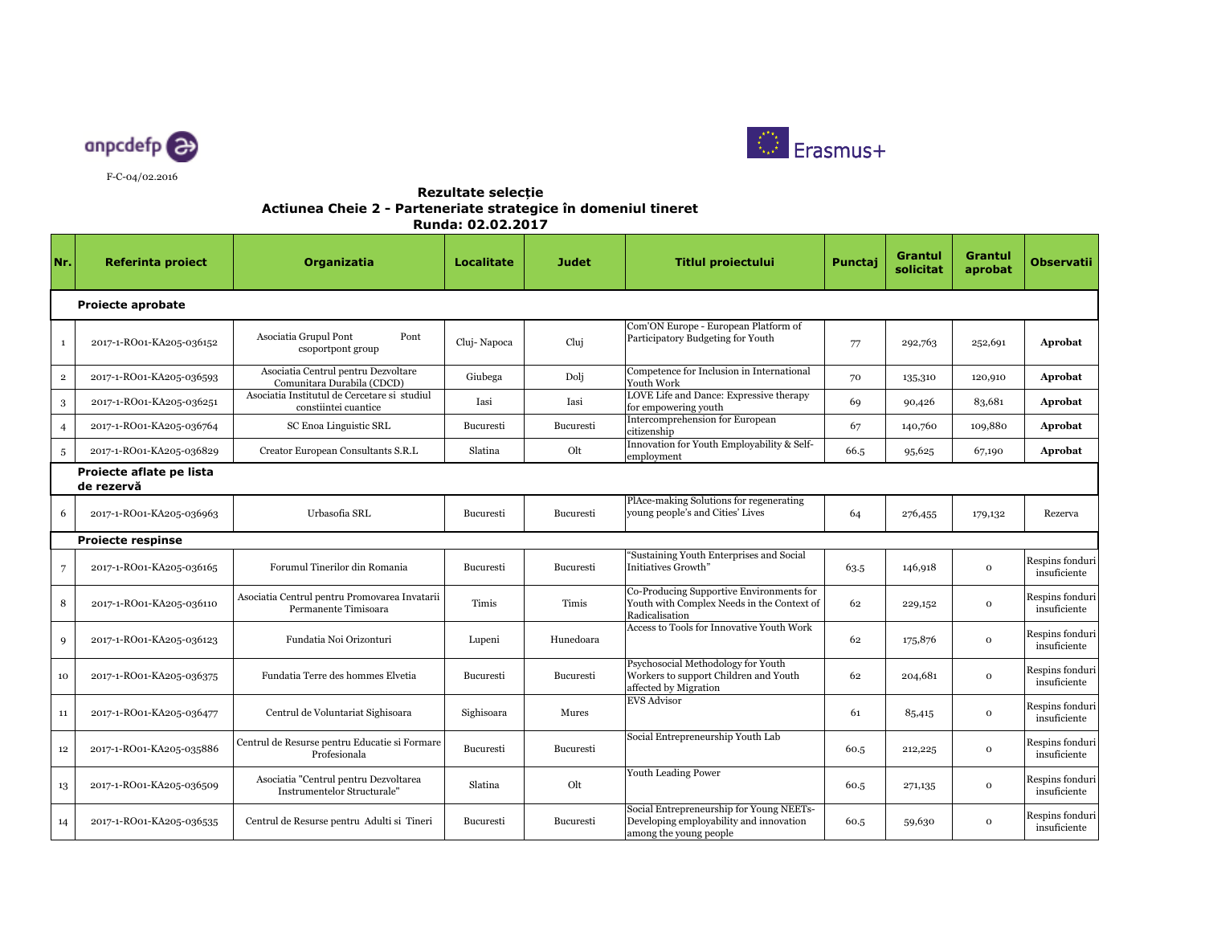anpcdefp

Erasmus+

F-C-04/02.2016

## Rezultate selecție
## Actiunea Cheie 2 - Parteneriate strategice în domeniul tineret
## Runda: 02.02.2017

| Nr. | Referinta proiect | Organizatia | Localitate | Judet | Titlul proiectului | Punctaj | Grantul solicitat | Grantul aprobat | Observatii |
|---|---|---|---|---|---|---|---|---|---|
| **Proiecte aprobate** | | | | | | | | | |
| 1 | 2017-1-RO01-KA205-036152 | Asociatia Grupul Pont Pont csoportpont group | Cluj- Napoca | Cluj | Com'ON Europe - European Platform of Participatory Budgeting for Youth | 77 | 292,763 | 252,691 | **Aprobat** |
| 2 | 2017-1-RO01-KA205-036593 | Asociatia Centrul pentru Dezvoltare Comunitara Durabila (CDCD) | Giubega | Dolj | Competence for Inclusion in International Youth Work | 70 | 135,310 | 120,910 | **Aprobat** |
| 3 | 2017-1-RO01-KA205-036251 | Asociatia Institutul de Cercetare si studiul constiintei cuantice | Iasi | Iasi | LOVE Life and Dance: Expressive therapy for empowering youth | 69 | 90,426 | 83,681 | **Aprobat** |
| 4 | 2017-1-RO01-KA205-036764 | SC Enoa Linguistic SRL | Bucuresti | Bucuresti | Intercomprehension for European citizenship | 67 | 140,760 | 109,880 | **Aprobat** |
| 5 | 2017-1-RO01-KA205-036829 | Creator European Consultants S.R.L | Slatina | Olt | Innovation for Youth Employability & Self-employment | 66.5 | 95,625 | 67,190 | **Aprobat** |
| **Proiecte aflate pe lista de rezervă** | | | | | | | | | |
| 6 | 2017-1-RO01-KA205-036963 | Urbasofia SRL | Bucuresti | Bucuresti | PlAce-making Solutions for regenerating young people's and Cities' Lives | 64 | 276,455 | 179,132 | Rezerva |
| **Proiecte respinse** | | | | | | | | | |
| 7 | 2017-1-RO01-KA205-036165 | Forumul Tinerilor din Romania | Bucuresti | Bucuresti | "Sustaining Youth Enterprises and Social Initiatives Growth" | 63.5 | 146,918 | 0 | Respins fonduri insuficiente |
| 8 | 2017-1-RO01-KA205-036110 | Asociatia Centrul pentru Promovarea Invatarii Permanente Timisoara | Timis | Timis | Co-Producing Supportive Environments for Youth with Complex Needs in the Context of Radicalisation | 62 | 229,152 | 0 | Respins fonduri insuficiente |
| 9 | 2017-1-RO01-KA205-036123 | Fundatia Noi Orizonturi | Lupeni | Hunedoara | Access to Tools for Innovative Youth Work | 62 | 175,876 | 0 | Respins fonduri insuficiente |
| 10 | 2017-1-RO01-KA205-036375 | Fundatia Terre des hommes Elvetia | Bucuresti | Bucuresti | Psychosocial Methodology for Youth Workers to support Children and Youth affected by Migration | 62 | 204,681 | 0 | Respins fonduri insuficiente |
| 11 | 2017-1-RO01-KA205-036477 | Centrul de Voluntariat Sighisoara | Sighisoara | Mures | EVS Advisor | 61 | 85,415 | 0 | Respins fonduri insuficiente |
| 12 | 2017-1-RO01-KA205-035886 | Centrul de Resurse pentru Educatie si Formare Profesionala | Bucuresti | Bucuresti | Social Entrepreneurship Youth Lab | 60.5 | 212,225 | 0 | Respins fonduri insuficiente |
| 13 | 2017-1-RO01-KA205-036509 | Asociatia "Centrul pentru Dezvoltarea Instrumentelor Structurale" | Slatina | Olt | Youth Leading Power | 60.5 | 271,135 | 0 | Respins fonduri insuficiente |
| 14 | 2017-1-RO01-KA205-036535 | Centrul de Resurse pentru Adulti si Tineri | Bucuresti | Bucuresti | Social Entrepreneurship for Young NEETs-Developing employability and innovation among the young people | 60.5 | 59,630 | 0 | Respins fonduri insuficiente |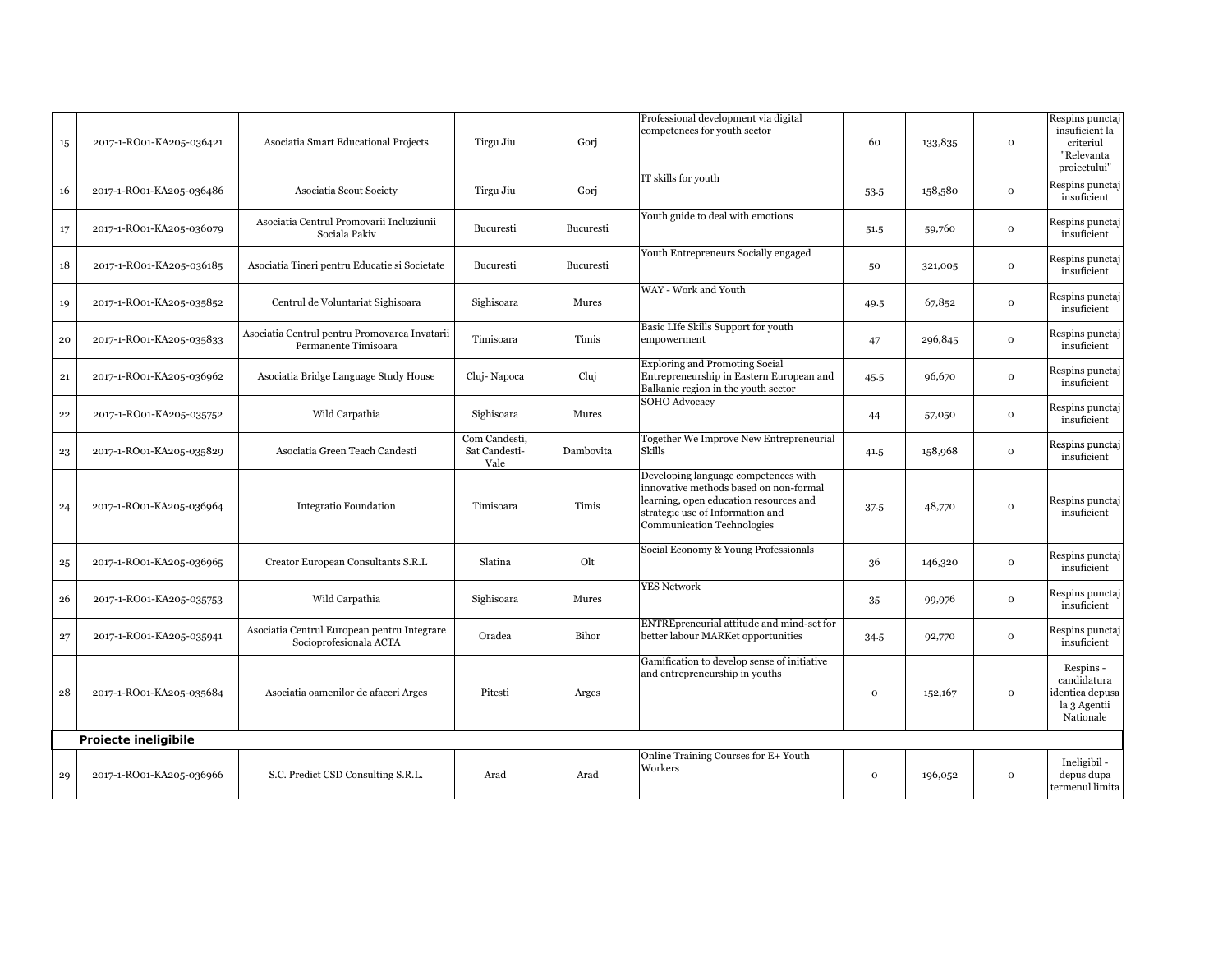| | | | | | | | | | |
|---|---|---|---|---|---|---|---|---|---|
| 15 | 2017-1-RO01-KA205-036421 | Asociatia Smart Educational Projects | Tirgu Jiu | Gorj | Professional development via digital competences for youth sector | 60 | 133,835 | 0 | Respins punctaj insuficient la criteriul "Relevanta proiectului" |
| 16 | 2017-1-RO01-KA205-036486 | Asociatia Scout Society | Tirgu Jiu | Gorj | IT skills for youth | 53.5 | 158,580 | 0 | Respins punctaj insuficient |
| 17 | 2017-1-RO01-KA205-036079 | Asociatia Centrul Promovarii Incluziunii Sociala Pakiv | Bucuresti | Bucuresti | Youth guide to deal with emotions | 51.5 | 59,760 | 0 | Respins punctaj insuficient |
| 18 | 2017-1-RO01-KA205-036185 | Asociatia Tineri pentru Educatie si Societate | Bucuresti | Bucuresti | Youth Entrepreneurs Socially engaged | 50 | 321,005 | 0 | Respins punctaj insuficient |
| 19 | 2017-1-RO01-KA205-035852 | Centrul de Voluntariat Sighisoara | Sighisoara | Mures | WAY - Work and Youth | 49.5 | 67,852 | 0 | Respins punctaj insuficient |
| 20 | 2017-1-RO01-KA205-035833 | Asociatia Centrul pentru Promovarea Invatarii Permanente Timisoara | Timisoara | Timis | Basic LIfe Skills Support for youth empowerment | 47 | 296,845 | 0 | Respins punctaj insuficient |
| 21 | 2017-1-RO01-KA205-036962 | Asociatia Bridge Language Study House | Cluj- Napoca | Cluj | Exploring and Promoting Social Entrepreneurship in Eastern European and Balkanic region in the youth sector | 45.5 | 96,670 | 0 | Respins punctaj insuficient |
| 22 | 2017-1-RO01-KA205-035752 | Wild Carpathia | Sighisoara | Mures | SOHO Advocacy | 44 | 57,050 | 0 | Respins punctaj insuficient |
| 23 | 2017-1-RO01-KA205-035829 | Asociatia Green Teach Candesti | Com Candesti, Sat Candesti-Vale | Dambovita | Together We Improve New Entrepreneurial Skills | 41.5 | 158,968 | 0 | Respins punctaj insuficient |
| 24 | 2017-1-RO01-KA205-036964 | Integratio Foundation | Timisoara | Timis | Developing language competences with innovative methods based on non-formal learning, open education resources and strategic use of Information and Communication Technologies | 37.5 | 48,770 | 0 | Respins punctaj insuficient |
| 25 | 2017-1-RO01-KA205-036965 | Creator European Consultants S.R.L | Slatina | Olt | Social Economy & Young Professionals | 36 | 146,320 | 0 | Respins punctaj insuficient |
| 26 | 2017-1-RO01-KA205-035753 | Wild Carpathia | Sighisoara | Mures | YES Network | 35 | 99,976 | 0 | Respins punctaj insuficient |
| 27 | 2017-1-RO01-KA205-035941 | Asociatia Centrul European pentru Integrare Socioprofesionala ACTA | Oradea | Bihor | ENTREpreneurial attitude and mind-set for better labour MARKet opportunities | 34.5 | 92,770 | 0 | Respins punctaj insuficient |
| 28 | 2017-1-RO01-KA205-035684 | Asociatia oamenilor de afaceri Arges | Pitesti | Arges | Gamification to develop sense of initiative and entrepreneurship in youths | 0 | 152,167 | 0 | Respins - candidatura identica depusa la 3 Agentii Nationale |
| | **Proiecte ineligibile** | | | | | | | | |
| 29 | 2017-1-RO01-KA205-036966 | S.C. Predict CSD Consulting S.R.L. | Arad | Arad | Online Training Courses for E+ Youth Workers | 0 | 196,052 | 0 | Ineligibil - depus dupa termenul limita |